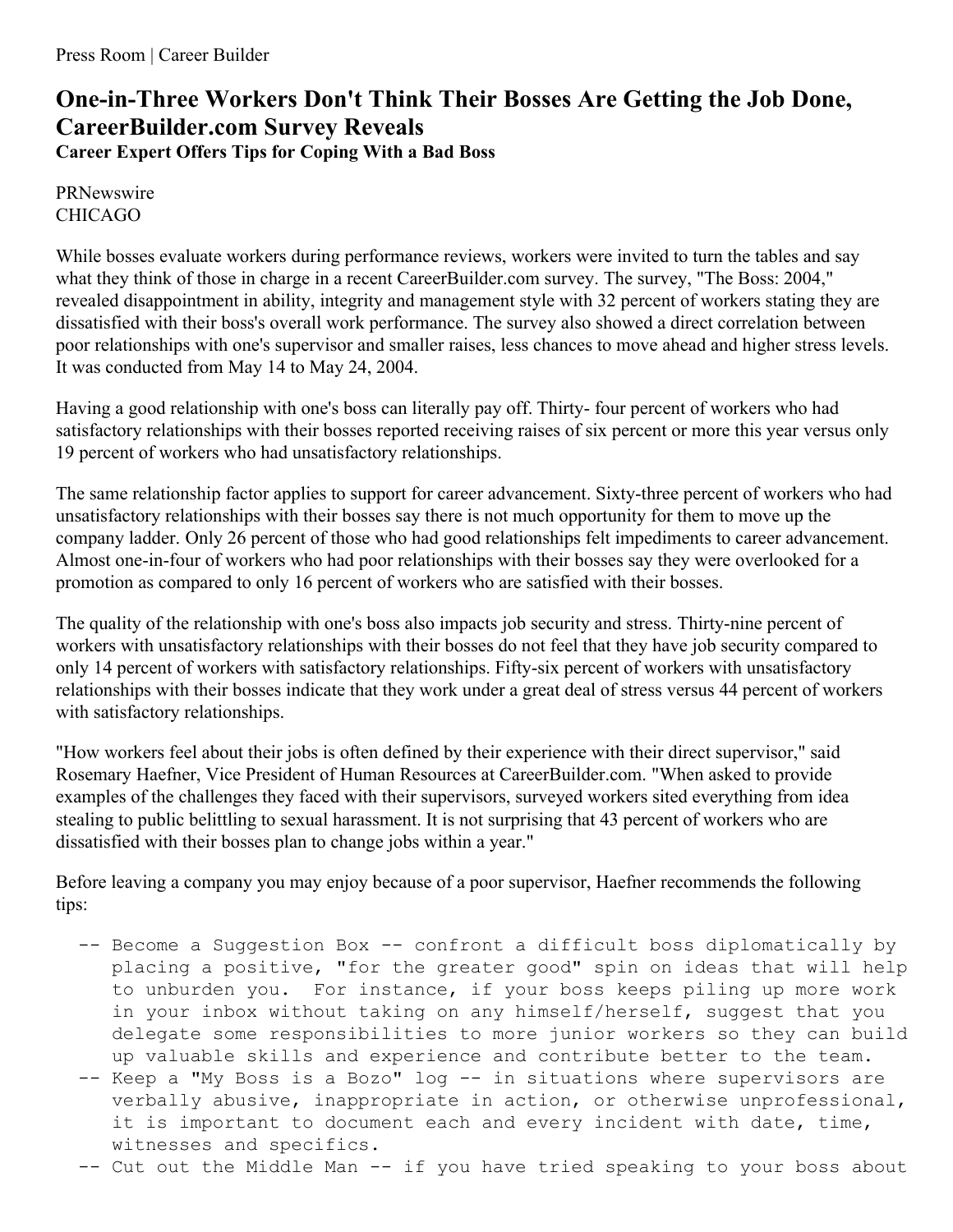Press Room | Career Builder

# One-in-Three Workers Don't Think Their Bosses Are Getting the Job Done, CareerBuilder.com Survey Reveals

**Career Expert Offers Tips for Coping With a Bad Boss**

PRNewswire
CHICAGO

While bosses evaluate workers during performance reviews, workers were invited to turn the tables and say what they think of those in charge in a recent CareerBuilder.com survey. The survey, "The Boss: 2004," revealed disappointment in ability, integrity and management style with 32 percent of workers stating they are dissatisfied with their boss's overall work performance. The survey also showed a direct correlation between poor relationships with one's supervisor and smaller raises, less chances to move ahead and higher stress levels. It was conducted from May 14 to May 24, 2004.

Having a good relationship with one's boss can literally pay off. Thirty- four percent of workers who had satisfactory relationships with their bosses reported receiving raises of six percent or more this year versus only 19 percent of workers who had unsatisfactory relationships.

The same relationship factor applies to support for career advancement. Sixty-three percent of workers who had unsatisfactory relationships with their bosses say there is not much opportunity for them to move up the company ladder. Only 26 percent of those who had good relationships felt impediments to career advancement. Almost one-in-four of workers who had poor relationships with their bosses say they were overlooked for a promotion as compared to only 16 percent of workers who are satisfied with their bosses.

The quality of the relationship with one's boss also impacts job security and stress. Thirty-nine percent of workers with unsatisfactory relationships with their bosses do not feel that they have job security compared to only 14 percent of workers with satisfactory relationships. Fifty-six percent of workers with unsatisfactory relationships with their bosses indicate that they work under a great deal of stress versus 44 percent of workers with satisfactory relationships.

"How workers feel about their jobs is often defined by their experience with their direct supervisor," said Rosemary Haefner, Vice President of Human Resources at CareerBuilder.com. "When asked to provide examples of the challenges they faced with their supervisors, surveyed workers sited everything from idea stealing to public belittling to sexual harassment. It is not surprising that 43 percent of workers who are dissatisfied with their bosses plan to change jobs within a year."

Before leaving a company you may enjoy because of a poor supervisor, Haefner recommends the following tips:

```
-- Become a Suggestion Box -- confront a difficult boss diplomatically by
   placing a positive, "for the greater good" spin on ideas that will help
   to unburden you.  For instance, if your boss keeps piling up more work
   in your inbox without taking on any himself/herself, suggest that you
   delegate some responsibilities to more junior workers so they can build
   up valuable skills and experience and contribute better to the team.
-- Keep a "My Boss is a Bozo" log -- in situations where supervisors are
   verbally abusive, inappropriate in action, or otherwise unprofessional,
   it is important to document each and every incident with date, time,
   witnesses and specifics.
-- Cut out the Middle Man -- if you have tried speaking to your boss about
```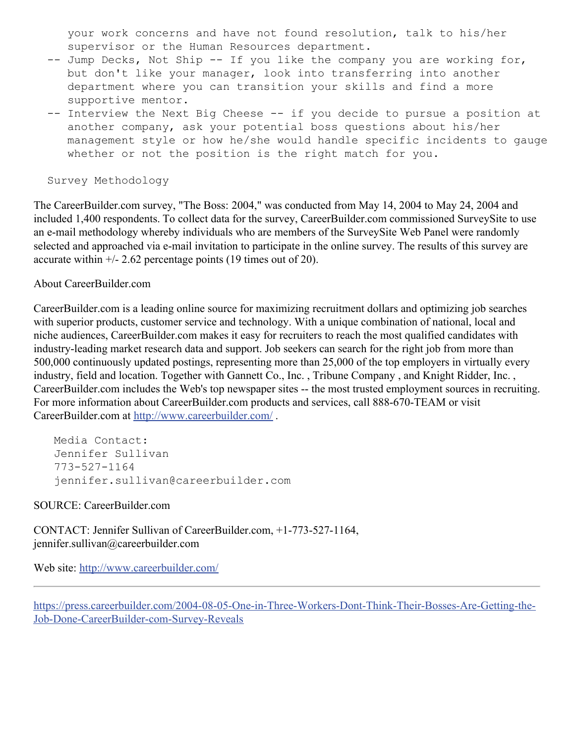your work concerns and have not found resolution, talk to his/her supervisor or the Human Resources department.

-- Jump Decks, Not Ship -- If you like the company you are working for, but don't like your manager, look into transferring into another department where you can transition your skills and find a more supportive mentor.

-- Interview the Next Big Cheese -- if you decide to pursue a position at another company, ask your potential boss questions about his/her management style or how he/she would handle specific incidents to gauge whether or not the position is the right match for you.

Survey Methodology

The CareerBuilder.com survey, "The Boss: 2004," was conducted from May 14, 2004 to May 24, 2004 and included 1,400 respondents. To collect data for the survey, CareerBuilder.com commissioned SurveySite to use an e-mail methodology whereby individuals who are members of the SurveySite Web Panel were randomly selected and approached via e-mail invitation to participate in the online survey. The results of this survey are accurate within +/- 2.62 percentage points (19 times out of 20).

About CareerBuilder.com

CareerBuilder.com is a leading online source for maximizing recruitment dollars and optimizing job searches with superior products, customer service and technology. With a unique combination of national, local and niche audiences, CareerBuilder.com makes it easy for recruiters to reach the most qualified candidates with industry-leading market research data and support. Job seekers can search for the right job from more than 500,000 continuously updated postings, representing more than 25,000 of the top employers in virtually every industry, field and location. Together with Gannett Co., Inc. , Tribune Company , and Knight Ridder, Inc. , CareerBuilder.com includes the Web's top newspaper sites -- the most trusted employment sources in recruiting. For more information about CareerBuilder.com products and services, call 888-670-TEAM or visit CareerBuilder.com at http://www.careerbuilder.com/ .

Media Contact:
Jennifer Sullivan
773-527-1164
jennifer.sullivan@careerbuilder.com

SOURCE: CareerBuilder.com

CONTACT: Jennifer Sullivan of CareerBuilder.com, +1-773-527-1164, jennifer.sullivan@careerbuilder.com

Web site: http://www.careerbuilder.com/

---

https://press.careerbuilder.com/2004-08-05-One-in-Three-Workers-Dont-Think-Their-Bosses-Are-Getting-the-Job-Done-CareerBuilder-com-Survey-Reveals